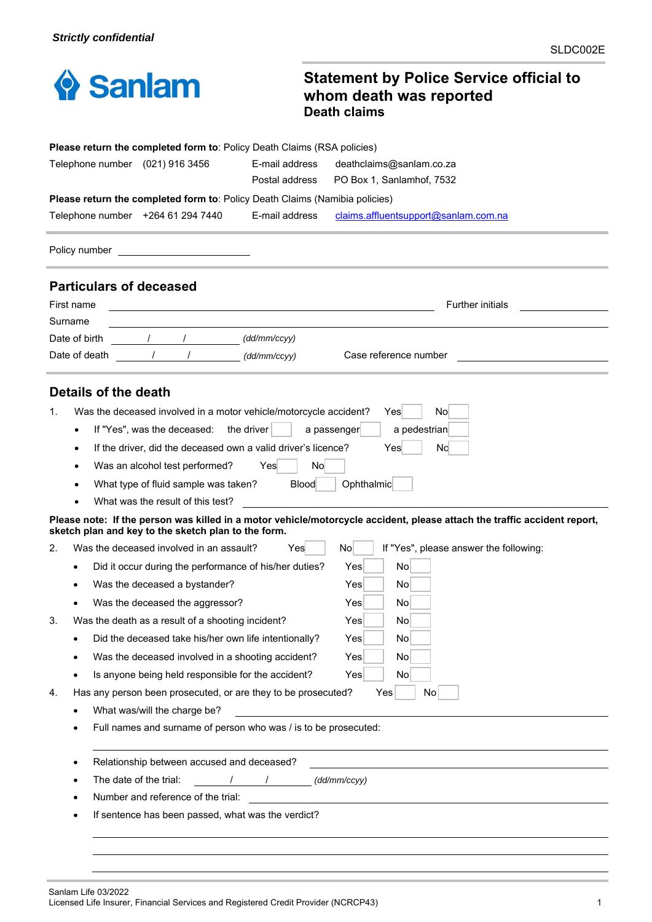*Strictly confidential*

SLDC002E

Sanlam

# Statement by Police Service official to whom death was reported
## Death claims

**Please return the completed form to**: Policy Death Claims (RSA policies)

Telephone number (021) 916 3456 E-mail address deathclaims@sanlam.co.za
Postal address PO Box 1, Sanlamhof, 7532

**Please return the completed form to**: Policy Death Claims (Namibia policies)

Telephone number +264 61 294 7440 E-mail address claims.affluentsupport@sanlam.com.na

Policy number ____________________

## Particulars of deceased

First name ______________________________ Further initials __________

Surname ______________________________________________

Date of birth _____/_____/_____ *(dd/mm/ccyy)*

Date of death _____/_____/_____ *(dd/mm/ccyy)* Case reference number ____________________

## Details of the death

1. Was the deceased involved in a motor vehicle/motorcycle accident? Yes ☐ No ☐
   - If "Yes", was the deceased: the driver ☐ a passenger ☐ a pedestrian ☐
   - If the driver, did the deceased own a valid driver's licence? Yes ☐ No ☐
   - Was an alcohol test performed? Yes ☐ No ☐
   - What type of fluid sample was taken? Blood ☐ Ophthalmic ☐
   - What was the result of this test? ______________________________

**Please note: If the person was killed in a motor vehicle/motorcycle accident, please attach the traffic accident report, sketch plan and key to the sketch plan to the form.**

2. Was the deceased involved in an assault? Yes ☐ No ☐ If "Yes", please answer the following:
   - Did it occur during the performance of his/her duties? Yes ☐ No ☐
   - Was the deceased a bystander? Yes ☐ No ☐
   - Was the deceased the aggressor? Yes ☐ No ☐
3. Was the death as a result of a shooting incident? Yes ☐ No ☐
   - Did the deceased take his/her own life intentionally? Yes ☐ No ☐
   - Was the deceased involved in a shooting accident? Yes ☐ No ☐
   - Is anyone being held responsible for the accident? Yes ☐ No ☐
4. Has any person been prosecuted, or are they to be prosecuted? Yes ☐ No ☐
   - What was/will the charge be? ______________________________
   - Full names and surname of person who was / is to be prosecuted:

     ______________________________________________
   - Relationship between accused and deceased? ______________________________
   - The date of the trial: _____/_____/_____ *(dd/mm/ccyy)*
   - Number and reference of the trial: ______________________________
   - If sentence has been passed, what was the verdict?

     ______________________________________________

     ______________________________________________

     ______________________________________________

Sanlam Life 03/2022
Licensed Life Insurer, Financial Services and Registered Credit Provider (NCRCP43)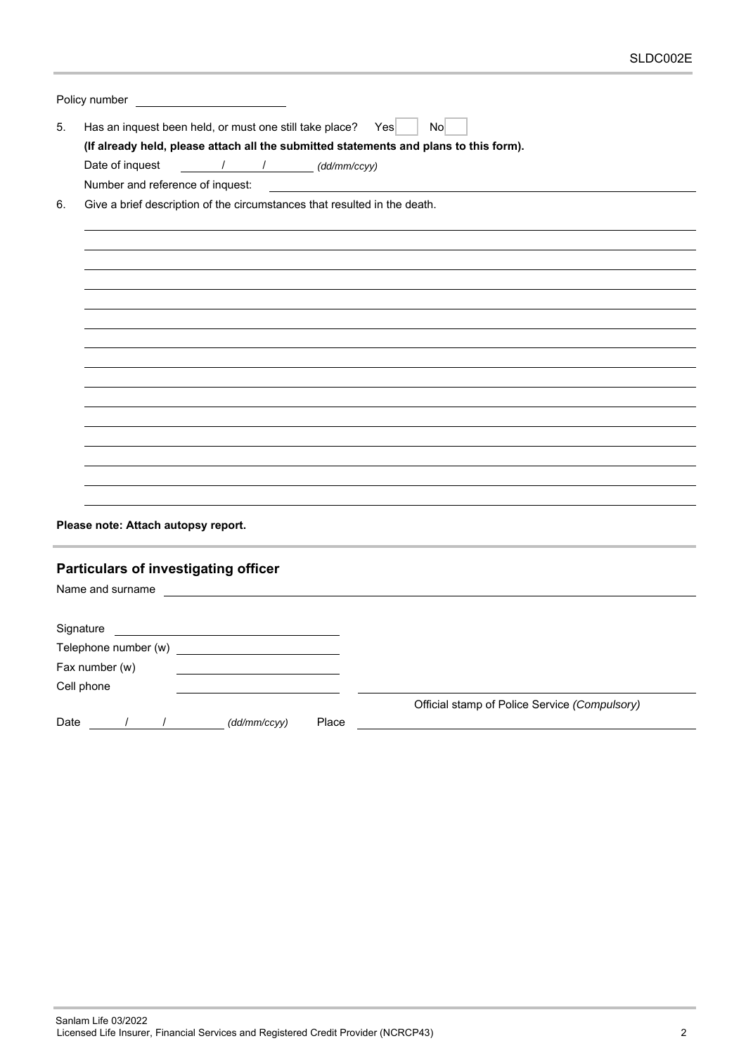Policy number \_\_\_\_\_\_\_\_\_\_\_\_\_\_\_\_\_\_\_\_

5. Has an inquest been held, or must one still take place? Yes ☐ No ☐

   **(If already held, please attach all the submitted statements and plans to this form).**

   Date of inquest \_\_\_\_ / \_\_\_\_ / \_\_\_\_\_\_ *(dd/mm/ccyy)*

   Number and reference of inquest: \_\_\_\_\_\_\_\_\_\_\_\_\_\_\_\_\_\_\_\_

6. Give a brief description of the circumstances that resulted in the death.

**Please note: Attach autopsy report.**

## Particulars of investigating officer

Name and surname \_\_\_\_\_\_\_\_\_\_\_\_\_\_\_\_\_\_\_\_

Signature \_\_\_\_\_\_\_\_\_\_\_\_\_\_\_\_\_\_\_\_

Telephone number (w) \_\_\_\_\_\_\_\_\_\_\_\_\_\_\_\_\_\_\_\_

Fax number (w) \_\_\_\_\_\_\_\_\_\_\_\_\_\_\_\_\_\_\_\_

Cell phone \_\_\_\_\_\_\_\_\_\_\_\_\_\_\_\_\_\_\_\_

Official stamp of Police Service *(Compulsory)*

Date \_\_\_\_ / \_\_\_\_ / \_\_\_\_\_\_ *(dd/mm/ccyy)* Place \_\_\_\_\_\_\_\_\_\_\_\_\_\_\_\_\_\_\_\_

Sanlam Life 03/2022
Licensed Life Insurer, Financial Services and Registered Credit Provider (NCRCP43)